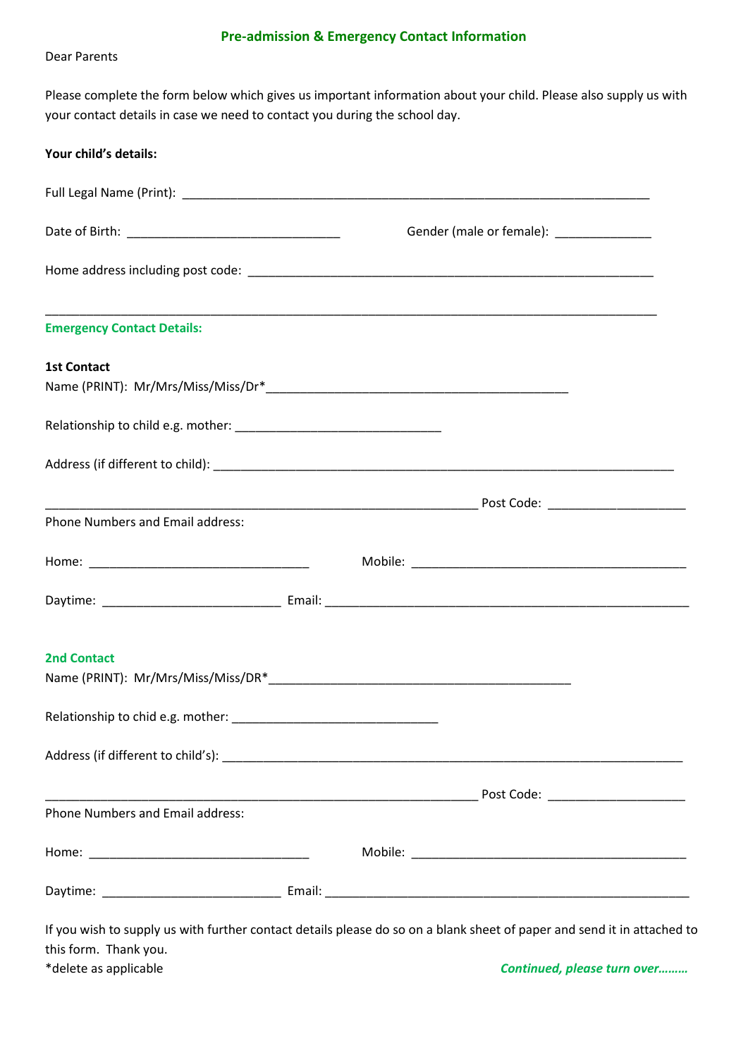## Pre-admission & Emergency Contact Information

Dear Parents

Please complete the form below which gives us important information about your child. Please also supply us with your contact details in case we need to contact you during the school day.

**Your child's details:**

Full Legal Name (Print): ___________________________________________________________________________

Date of Birth: ________________________________ Gender (male or female): ______________

Home address including post code: _________________________________________________________________

___________________________________________________________________________________________

### Emergency Contact Details:

**1st Contact**

Name (PRINT): Mr/Mrs/Miss/Miss/Dr*_____________________________________________

Relationship to child e.g. mother: ______________________________

Address (if different to child): ____________________________________________________________________

________________________________________________________________ Post Code: ____________________

Phone Numbers and Email address:

Home: ________________________________ Mobile: ________________________________________

Daytime: __________________________ Email: _____________________________________________________

**2nd Contact**

Name (PRINT): Mr/Mrs/Miss/Miss/DR*______________________________________________

Relationship to chid e.g. mother: ______________________________

Address (if different to child's): ___________________________________________________________________

________________________________________________________________ Post Code: ____________________

Phone Numbers and Email address:

Home: ________________________________ Mobile: ________________________________________

Daytime: __________________________ Email: _____________________________________________________

If you wish to supply us with further contact details please do so on a blank sheet of paper and send it in attached to this form. Thank you.

*delete as applicable

***Continued, please turn over………***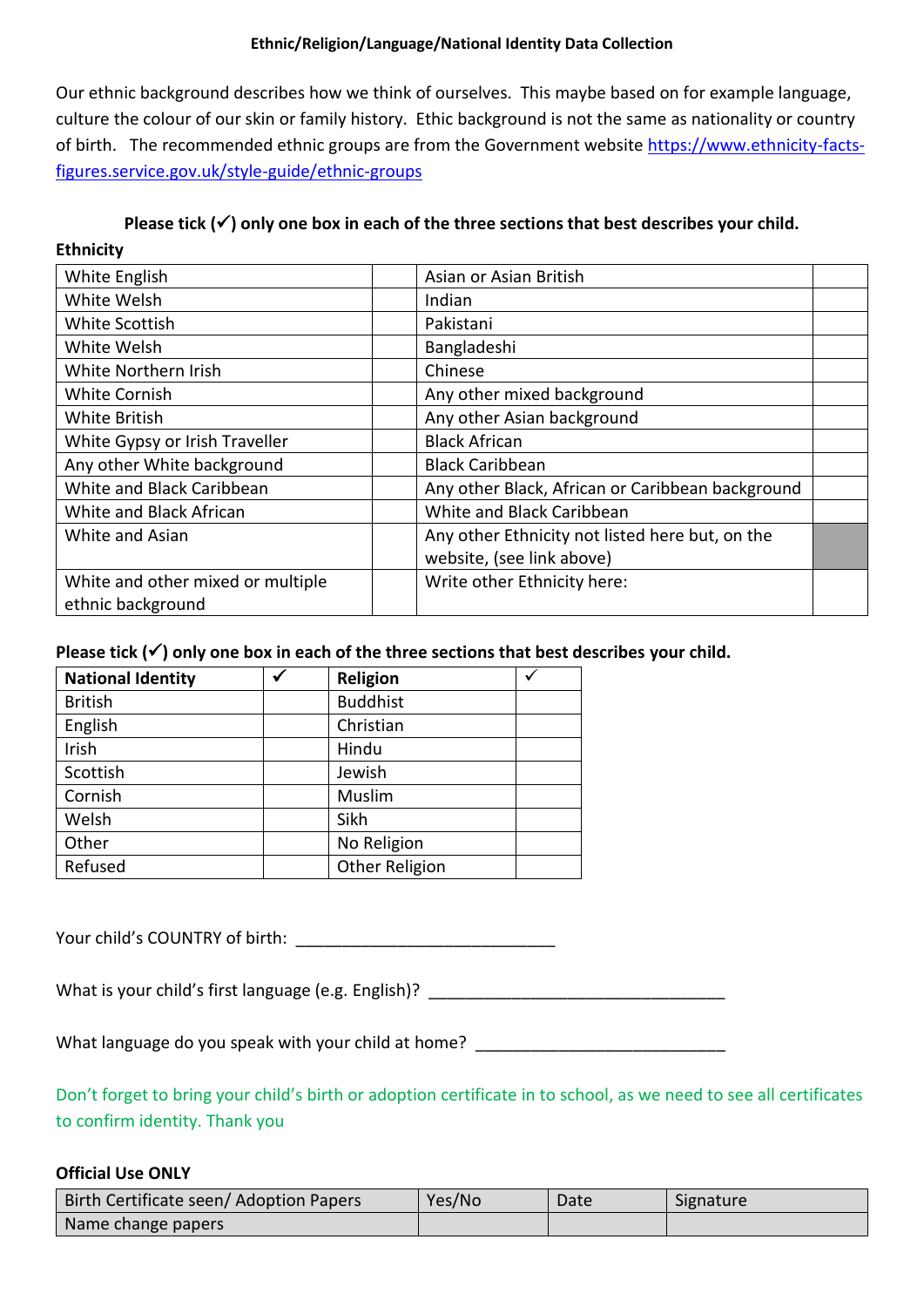**Ethnic/Religion/Language/National Identity Data Collection**

Our ethnic background describes how we think of ourselves. This maybe based on for example language, culture the colour of our skin or family history. Ethic background is not the same as nationality or country of birth. The recommended ethnic groups are from the Government website https://www.ethnicity-facts-figures.service.gov.uk/style-guide/ethnic-groups

**Please tick (✓) only one box in each of the three sections that best describes your child.**

**Ethnicity**

| | | | |
|---|---|---|---|
| White English | | Asian or Asian British | |
| White Welsh | | Indian | |
| White Scottish | | Pakistani | |
| White Welsh | | Bangladeshi | |
| White Northern Irish | | Chinese | |
| White Cornish | | Any other mixed background | |
| White British | | Any other Asian background | |
| White Gypsy or Irish Traveller | | Black African | |
| Any other White background | | Black Caribbean | |
| White and Black Caribbean | | Any other Black, African or Caribbean background | |
| White and Black African | | White and Black Caribbean | |
| White and Asian | | Any other Ethnicity not listed here but, on the website, (see link above) | |
| White and other mixed or multiple ethnic background | | Write other Ethnicity here: | |

**Please tick (✓) only one box in each of the three sections that best describes your child.**

| **National Identity** | ✓ | **Religion** | ✓ |
|---|---|---|---|
| British | | Buddhist | |
| English | | Christian | |
| Irish | | Hindu | |
| Scottish | | Jewish | |
| Cornish | | Muslim | |
| Welsh | | Sikh | |
| Other | | No Religion | |
| Refused | | Other Religion | |

Your child's COUNTRY of birth: ____________________________

What is your child's first language (e.g. English)? ________________________________

What language do you speak with your child at home? ___________________________

Don't forget to bring your child's birth or adoption certificate in to school, as we need to see all certificates to confirm identity. Thank you

**Official Use ONLY**

| Birth Certificate seen/ Adoption Papers | Yes/No | Date | Signature |
|---|---|---|---|
| Name change papers | | | |